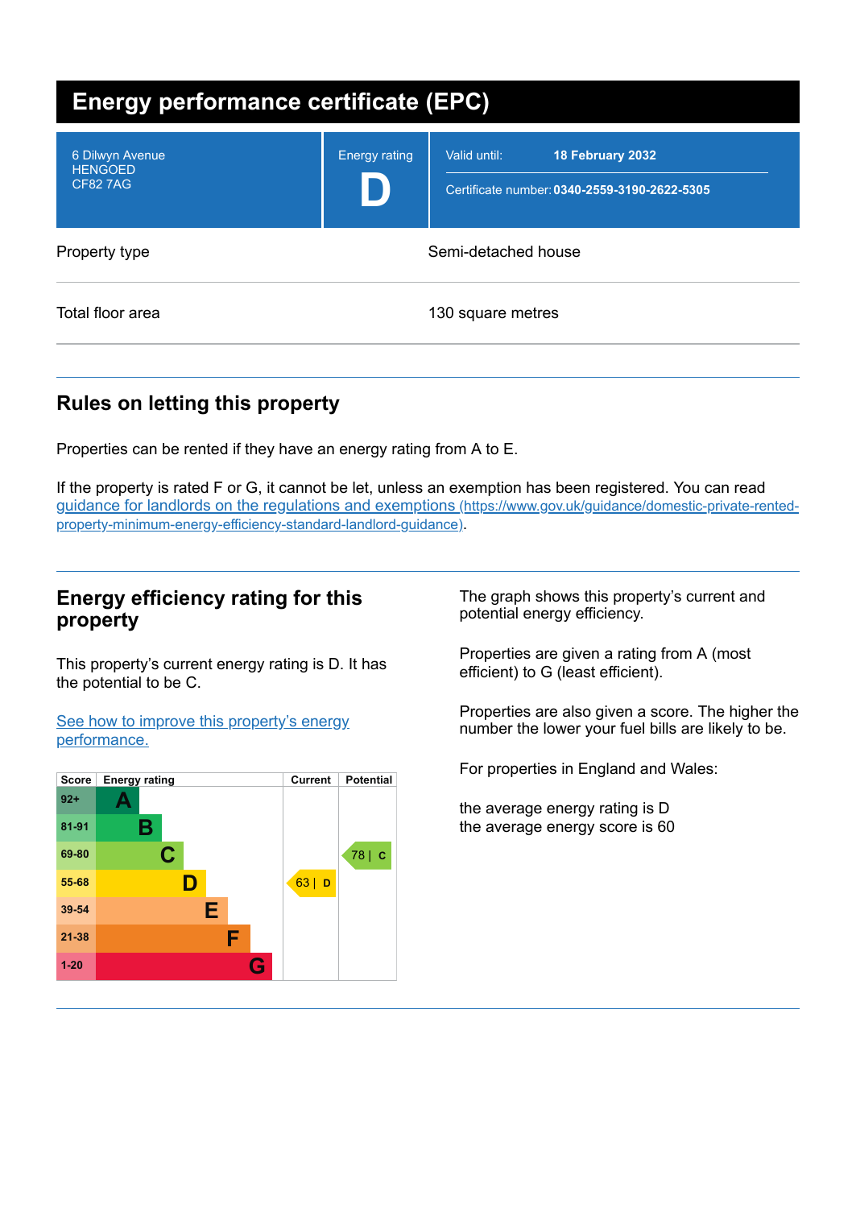# Energy performance certificate (EPC)

| | | |
|---|---|---|
| 6 Dilwyn Avenue<br>HENGOED<br>CF82 7AG | Energy rating<br>**D** | Valid until: **18 February 2032**<br>Certificate number: **0340-2559-3190-2622-5305** |

| | |
|---|---|
| Property type | Semi-detached house |
| Total floor area | 130 square metres |

## Rules on letting this property

Properties can be rented if they have an energy rating from A to E.

If the property is rated F or G, it cannot be let, unless an exemption has been registered. You can read [guidance for landlords on the regulations and exemptions (https://www.gov.uk/guidance/domestic-private-rented-property-minimum-energy-efficiency-standard-landlord-guidance)](https://www.gov.uk/guidance/domestic-private-rented-property-minimum-energy-efficiency-standard-landlord-guidance).

## Energy efficiency rating for this property

This property's current energy rating is D. It has the potential to be C.

[See how to improve this property's energy performance.]()

| Score | Energy rating | Current | Potential |
|---|---|---|---|
| 92+ | A | | |
| 81-91 | B | | |
| 69-80 | C | | 78 \| C |
| 55-68 | D | 63 \| D | |
| 39-54 | E | | |
| 21-38 | F | | |
| 1-20 | G | | |

The graph shows this property's current and potential energy efficiency.

Properties are given a rating from A (most efficient) to G (least efficient).

Properties are also given a score. The higher the number the lower your fuel bills are likely to be.

For properties in England and Wales:

the average energy rating is D
the average energy score is 60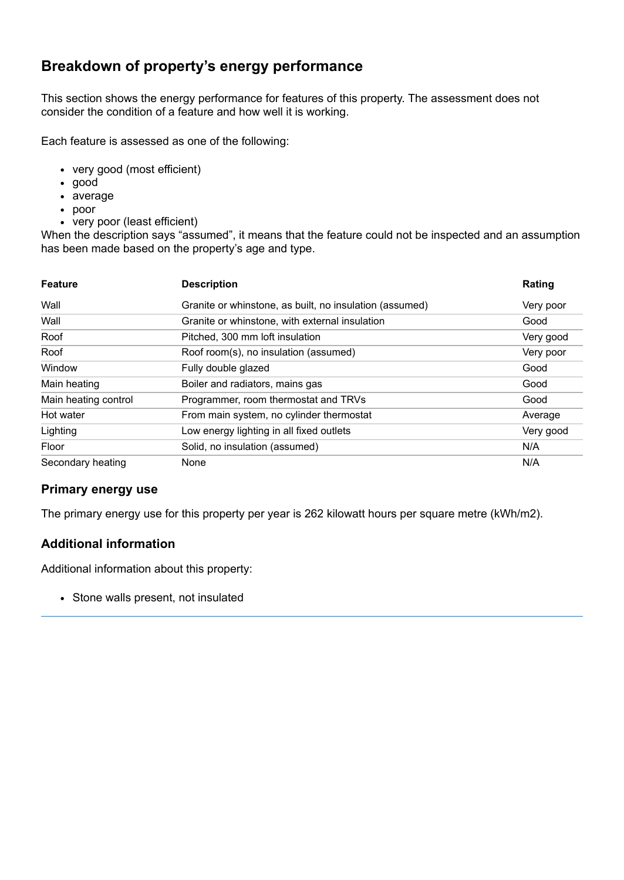## Breakdown of property's energy performance

This section shows the energy performance for features of this property. The assessment does not consider the condition of a feature and how well it is working.

Each feature is assessed as one of the following:

- very good (most efficient)
- good
- average
- poor
- very poor (least efficient)

When the description says "assumed", it means that the feature could not be inspected and an assumption has been made based on the property's age and type.

| Feature | Description | Rating |
|---|---|---|
| Wall | Granite or whinstone, as built, no insulation (assumed) | Very poor |
| Wall | Granite or whinstone, with external insulation | Good |
| Roof | Pitched, 300 mm loft insulation | Very good |
| Roof | Roof room(s), no insulation (assumed) | Very poor |
| Window | Fully double glazed | Good |
| Main heating | Boiler and radiators, mains gas | Good |
| Main heating control | Programmer, room thermostat and TRVs | Good |
| Hot water | From main system, no cylinder thermostat | Average |
| Lighting | Low energy lighting in all fixed outlets | Very good |
| Floor | Solid, no insulation (assumed) | N/A |
| Secondary heating | None | N/A |

### Primary energy use

The primary energy use for this property per year is 262 kilowatt hours per square metre (kWh/m2).

### Additional information

Additional information about this property:

- Stone walls present, not insulated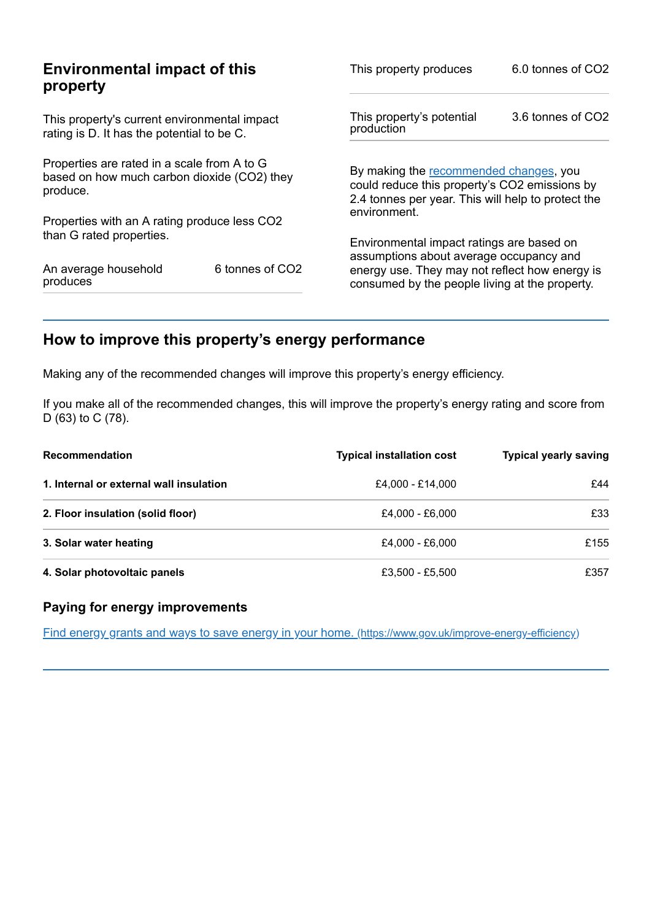## Environmental impact of this property

This property's current environmental impact rating is D. It has the potential to be C.

Properties are rated in a scale from A to G based on how much carbon dioxide ($CO_2$) they produce.

Properties with an A rating produce less $CO_2$ than G rated properties.

| | |
|---|---|
| An average household produces | 6 tonnes of $CO_2$ |

| | |
|---|---|
| This property produces | 6.0 tonnes of $CO_2$ |
| This property's potential production | 3.6 tonnes of $CO_2$ |

By making the recommended changes, you could reduce this property's $CO_2$ emissions by 2.4 tonnes per year. This will help to protect the environment.

Environmental impact ratings are based on assumptions about average occupancy and energy use. They may not reflect how energy is consumed by the people living at the property.

## How to improve this property's energy performance

Making any of the recommended changes will improve this property's energy efficiency.

If you make all of the recommended changes, this will improve the property's energy rating and score from D (63) to C (78).

| Recommendation | Typical installation cost | Typical yearly saving |
|---|---|---|
| **1. Internal or external wall insulation** | £4,000 - £14,000 | £44 |
| **2. Floor insulation (solid floor)** | £4,000 - £6,000 | £33 |
| **3. Solar water heating** | £4,000 - £6,000 | £155 |
| **4. Solar photovoltaic panels** | £3,500 - £5,500 | £357 |

### Paying for energy improvements

[Find energy grants and ways to save energy in your home.](https://www.gov.uk/improve-energy-efficiency) (https://www.gov.uk/improve-energy-efficiency)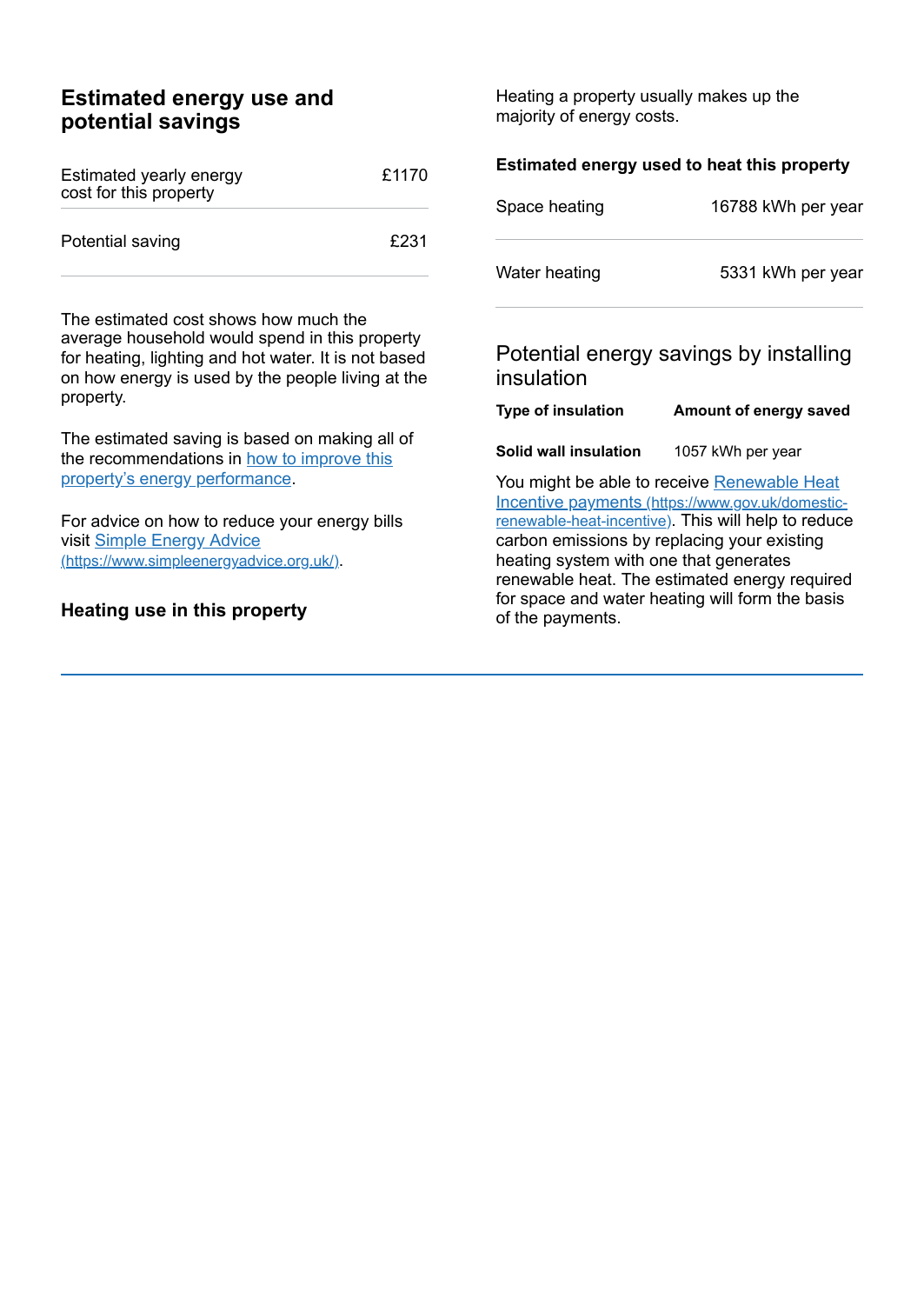## Estimated energy use and potential savings

| Estimated yearly energy cost for this property | £1170 |
| --- | --- |
| Potential saving | £231 |

The estimated cost shows how much the average household would spend in this property for heating, lighting and hot water. It is not based on how energy is used by the people living at the property.

The estimated saving is based on making all of the recommendations in how to improve this property's energy performance.

For advice on how to reduce your energy bills visit Simple Energy Advice (https://www.simpleenergyadvice.org.uk/).

### Heating use in this property

Heating a property usually makes up the majority of energy costs.

#### Estimated energy used to heat this property

| Space heating | 16788 kWh per year |
| --- | --- |
| Water heating | 5331 kWh per year |

### Potential energy savings by installing insulation

| Type of insulation | Amount of energy saved |
| --- | --- |
| **Solid wall insulation** | 1057 kWh per year |

You might be able to receive Renewable Heat Incentive payments (https://www.gov.uk/domestic-renewable-heat-incentive). This will help to reduce carbon emissions by replacing your existing heating system with one that generates renewable heat. The estimated energy required for space and water heating will form the basis of the payments.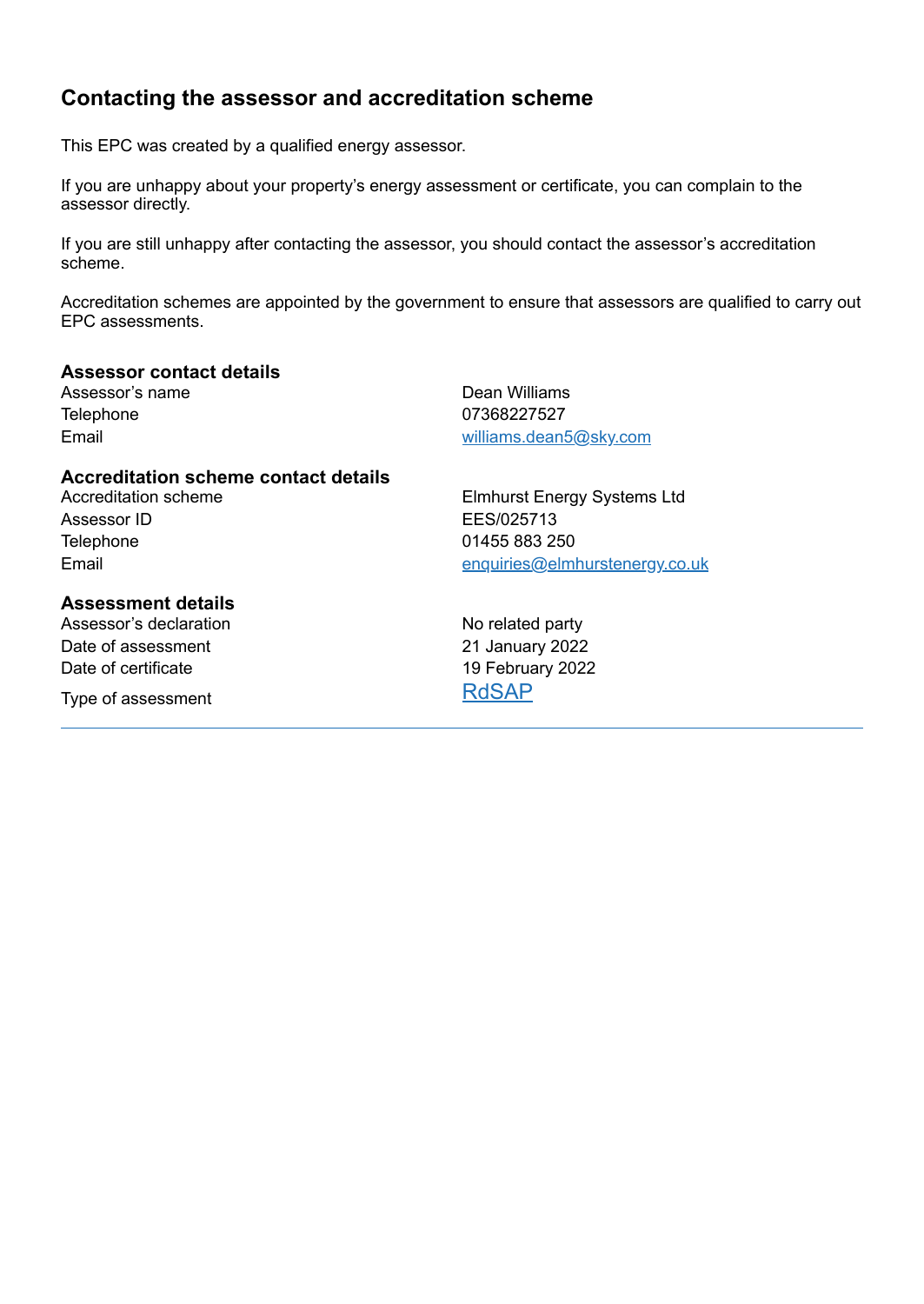## Contacting the assessor and accreditation scheme

This EPC was created by a qualified energy assessor.

If you are unhappy about your property's energy assessment or certificate, you can complain to the assessor directly.

If you are still unhappy after contacting the assessor, you should contact the assessor's accreditation scheme.

Accreditation schemes are appointed by the government to ensure that assessors are qualified to carry out EPC assessments.

### Assessor contact details

| | |
|---|---|
| Assessor's name | Dean Williams |
| Telephone | 07368227527 |
| Email | williams.dean5@sky.com |

### Accreditation scheme contact details

| | |
|---|---|
| Accreditation scheme | Elmhurst Energy Systems Ltd |
| Assessor ID | EES/025713 |
| Telephone | 01455 883 250 |
| Email | enquiries@elmhurstenergy.co.uk |

### Assessment details

| | |
|---|---|
| Assessor's declaration | No related party |
| Date of assessment | 21 January 2022 |
| Date of certificate | 19 February 2022 |
| Type of assessment | RdSAP |